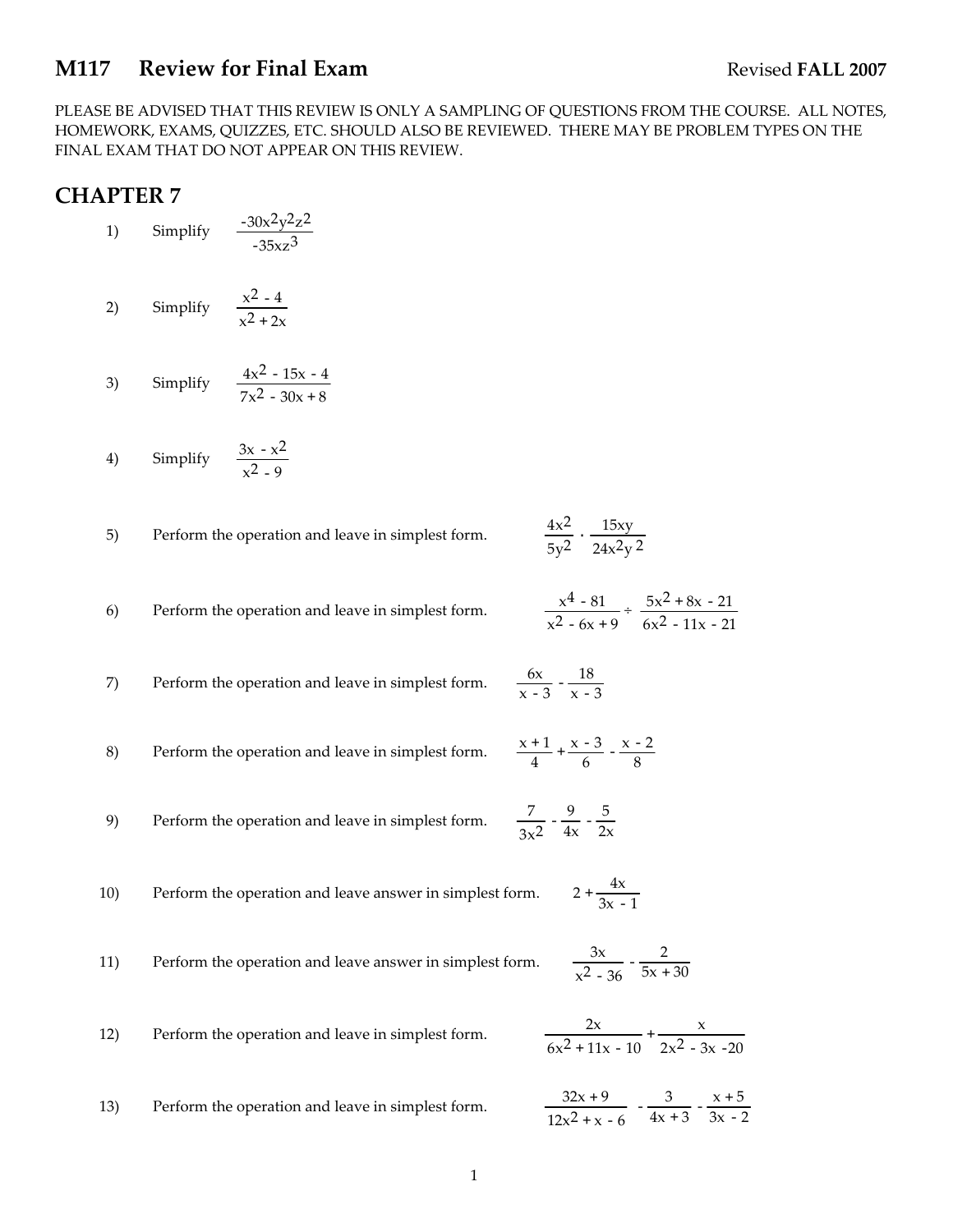# M117 Review for Final Exam

Revised **FALL 2007**

PLEASE BE ADVISED THAT THIS REVIEW IS ONLY A SAMPLING OF QUESTIONS FROM THE COURSE. ALL NOTES, HOMEWORK, EXAMS, QUIZZES, ETC. SHOULD ALSO BE REVIEWED. THERE MAY BE PROBLEM TYPES ON THE FINAL EXAM THAT DO NOT APPEAR ON THIS REVIEW.

## CHAPTER 7

1) Simplify $\dfrac{-30x^2y^2z^2}{-35xz^3}$

2) Simplify $\dfrac{x^2 - 4}{x^2 + 2x}$

3) Simplify $\dfrac{4x^2 - 15x - 4}{7x^2 - 30x + 8}$

4) Simplify $\dfrac{3x - x^2}{x^2 - 9}$

5) Perform the operation and leave in simplest form. $\dfrac{4x^2}{5y^2} \cdot \dfrac{15xy}{24x^2y^2}$

6) Perform the operation and leave in simplest form. $\dfrac{x^4 - 81}{x^2 - 6x + 9} \div \dfrac{5x^2 + 8x - 21}{6x^2 - 11x - 21}$

7) Perform the operation and leave in simplest form. $\dfrac{6x}{x - 3} - \dfrac{18}{x - 3}$

8) Perform the operation and leave in simplest form. $\dfrac{x + 1}{4} + \dfrac{x - 3}{6} - \dfrac{x - 2}{8}$

9) Perform the operation and leave in simplest form. $\dfrac{7}{3x^2} - \dfrac{9}{4x} - \dfrac{5}{2x}$

10) Perform the operation and leave answer in simplest form. $2 + \dfrac{4x}{3x - 1}$

11) Perform the operation and leave answer in simplest form. $\dfrac{3x}{x^2 - 36} - \dfrac{2}{5x + 30}$

12) Perform the operation and leave in simplest form. $\dfrac{2x}{6x^2 + 11x - 10} + \dfrac{x}{2x^2 - 3x - 20}$

13) Perform the operation and leave in simplest form. $\dfrac{32x + 9}{12x^2 + x - 6} - \dfrac{3}{4x + 3} - \dfrac{x + 5}{3x - 2}$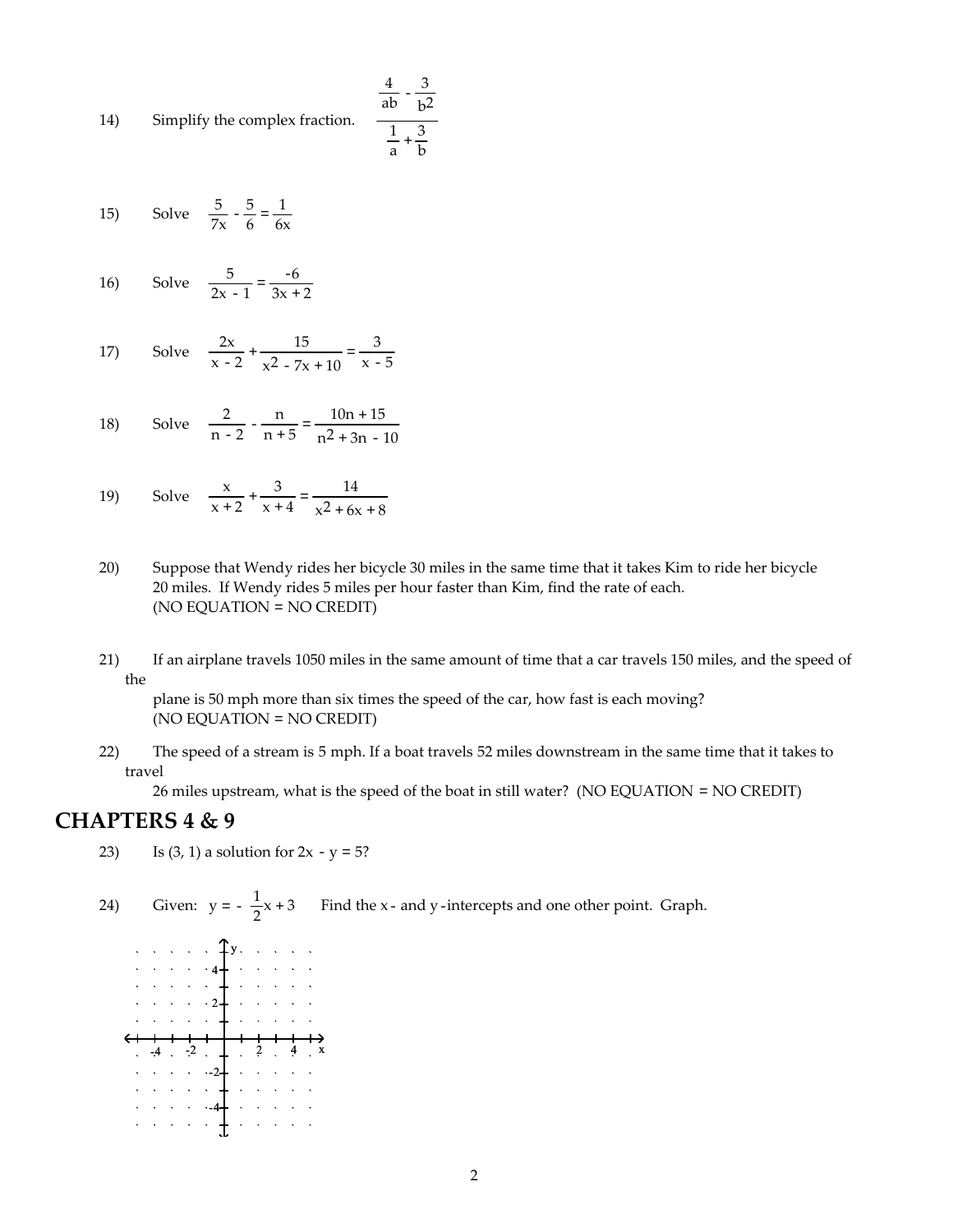14) Simplify the complex fraction. $\dfrac{\dfrac{4}{ab} - \dfrac{3}{b^2}}{\dfrac{1}{a} + \dfrac{3}{b}}$

15) Solve $\dfrac{5}{7x} - \dfrac{5}{6} = \dfrac{1}{6x}$

16) Solve $\dfrac{5}{2x - 1} = \dfrac{-6}{3x + 2}$

17) Solve $\dfrac{2x}{x - 2} + \dfrac{15}{x^2 - 7x + 10} = \dfrac{3}{x - 5}$

18) Solve $\dfrac{2}{n - 2} - \dfrac{n}{n + 5} = \dfrac{10n + 15}{n^2 + 3n - 10}$

19) Solve $\dfrac{x}{x + 2} + \dfrac{3}{x + 4} = \dfrac{14}{x^2 + 6x + 8}$

20) Suppose that Wendy rides her bicycle 30 miles in the same time that it takes Kim to ride her bicycle 20 miles. If Wendy rides 5 miles per hour faster than Kim, find the rate of each. (NO EQUATION = NO CREDIT)

21) If an airplane travels 1050 miles in the same amount of time that a car travels 150 miles, and the speed of the plane is 50 mph more than six times the speed of the car, how fast is each moving? (NO EQUATION = NO CREDIT)

22) The speed of a stream is 5 mph. If a boat travels 52 miles downstream in the same time that it takes to travel 26 miles upstream, what is the speed of the boat in still water? (NO EQUATION = NO CREDIT)

## CHAPTERS 4 & 9

23) Is (3, 1) a solution for $2x - y = 5$?

24) Given: $y = -\dfrac{1}{2}x + 3$ Find the x- and y-intercepts and one other point. Graph.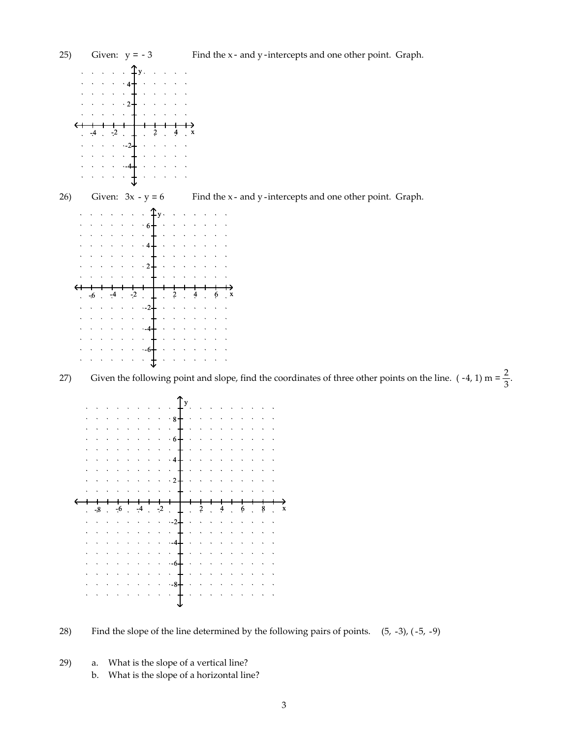25) Given: $y = -3$ Find the x- and y-intercepts and one other point. Graph.

26) Given: $3x - y = 6$ Find the x- and y-intercepts and one other point. Graph.

27) Given the following point and slope, find the coordinates of three other points on the line. $(-4, 1)$ $m = \frac{2}{3}$.

28) Find the slope of the line determined by the following pairs of points. $(5, -3)$, $(-5, -9)$

29)
  a. What is the slope of a vertical line?
  b. What is the slope of a horizontal line?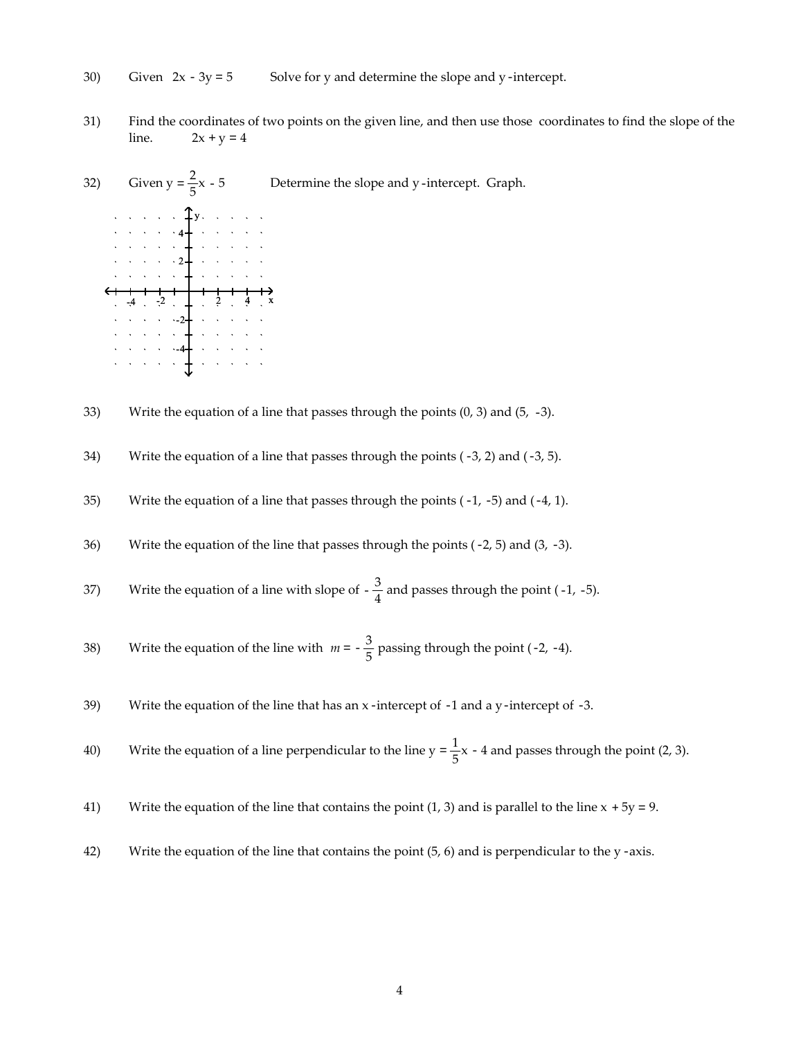30) Given $2x - 3y = 5$ Solve for y and determine the slope and y-intercept.

31) Find the coordinates of two points on the given line, and then use those coordinates to find the slope of the line. $2x + y = 4$

32) Given $y = \frac{2}{5}x - 5$ Determine the slope and y-intercept. Graph.

33) Write the equation of a line that passes through the points (0, 3) and (5, -3).

34) Write the equation of a line that passes through the points (-3, 2) and (-3, 5).

35) Write the equation of a line that passes through the points (-1, -5) and (-4, 1).

36) Write the equation of the line that passes through the points (-2, 5) and (3, -3).

37) Write the equation of a line with slope of $-\frac{3}{4}$ and passes through the point (-1, -5).

38) Write the equation of the line with $m = -\frac{3}{5}$ passing through the point (-2, -4).

39) Write the equation of the line that has an x-intercept of -1 and a y-intercept of -3.

40) Write the equation of a line perpendicular to the line $y = \frac{1}{5}x - 4$ and passes through the point (2, 3).

41) Write the equation of the line that contains the point (1, 3) and is parallel to the line $x + 5y = 9$.

42) Write the equation of the line that contains the point (5, 6) and is perpendicular to the y-axis.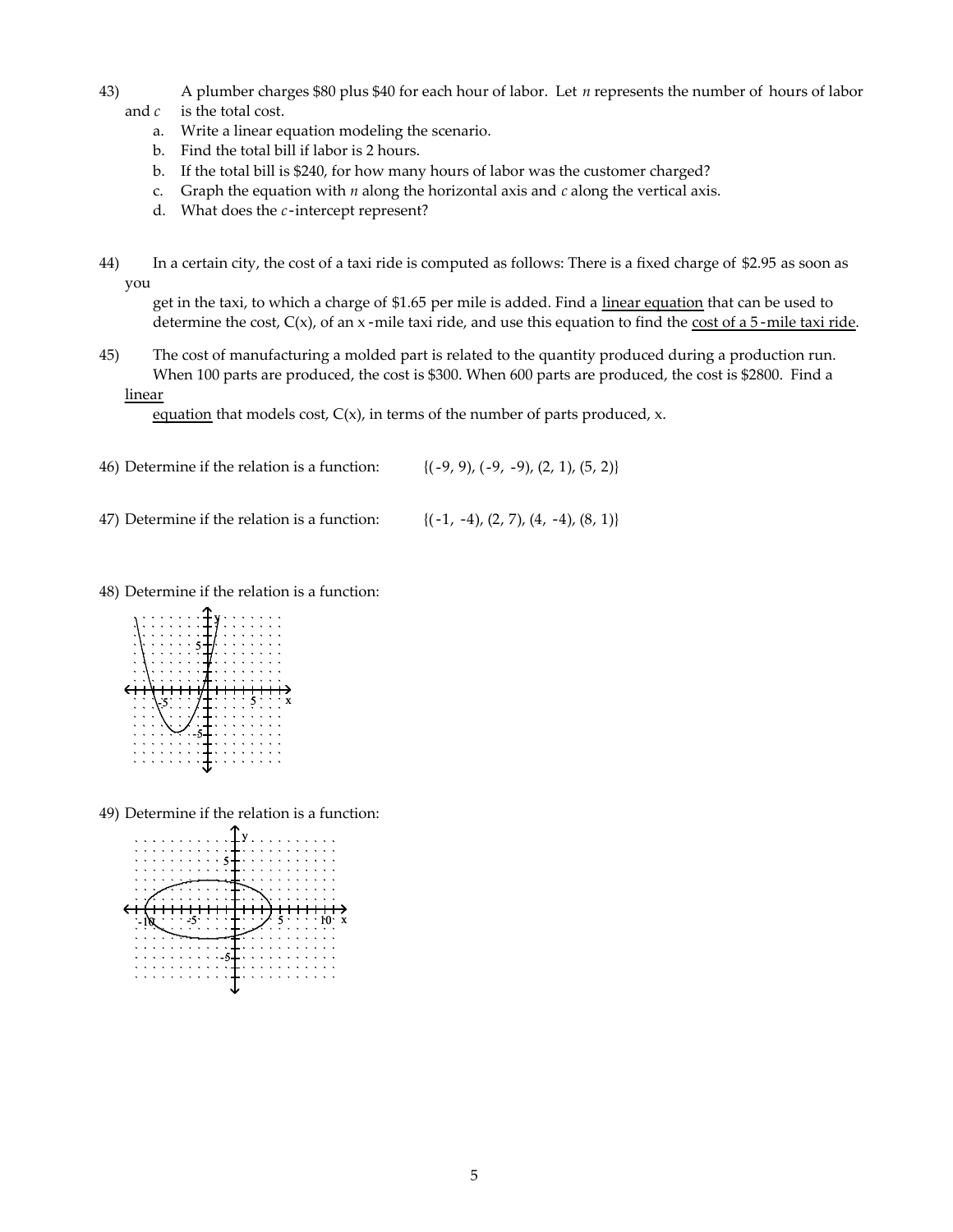43) A plumber charges $80 plus $40 for each hour of labor. Let $n$ represents the number of hours of labor and $c$ is the total cost.

   a. Write a linear equation modeling the scenario.
   b. Find the total bill if labor is 2 hours.
   b. If the total bill is $240, for how many hours of labor was the customer charged?
   c. Graph the equation with $n$ along the horizontal axis and $c$ along the vertical axis.
   d. What does the $c$-intercept represent?

44) In a certain city, the cost of a taxi ride is computed as follows: There is a fixed charge of $2.95 as soon as you get in the taxi, to which a charge of $1.65 per mile is added. Find a <u>linear equation</u> that can be used to determine the cost, $C(x)$, of an $x$-mile taxi ride, and use this equation to find the <u>cost of a 5-mile taxi ride</u>.

45) The cost of manufacturing a molded part is related to the quantity produced during a production run. When 100 parts are produced, the cost is $300. When 600 parts are produced, the cost is $2800. Find a <u>linear equation</u> that models cost, $C(x)$, in terms of the number of parts produced, $x$.

46) Determine if the relation is a function: $\{(-9, 9), (-9, -9), (2, 1), (5, 2)\}$

47) Determine if the relation is a function: $\{(-1, -4), (2, 7), (4, -4), (8, 1)\}$

48) Determine if the relation is a function:

49) Determine if the relation is a function: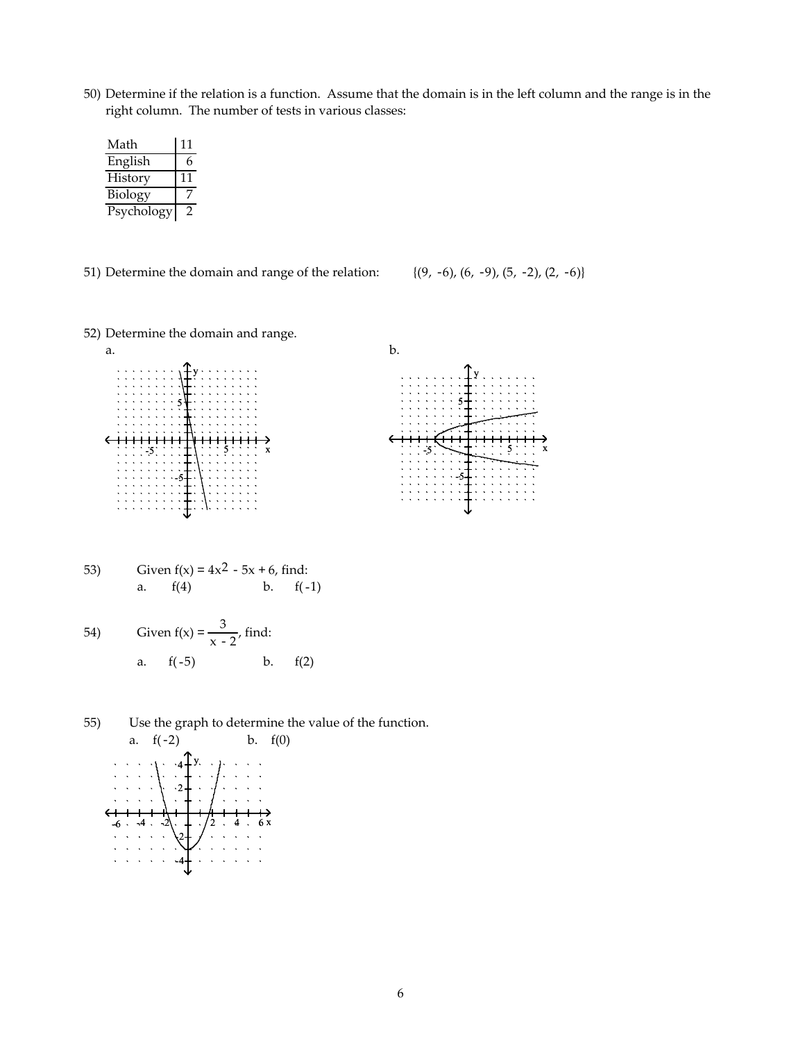50) Determine if the relation is a function. Assume that the domain is in the left column and the range is in the right column. The number of tests in various classes:

| Math | 11 |
|---|---|
| English | 6 |
| History | 11 |
| Biology | 7 |
| Psychology | 2 |

51) Determine the domain and range of the relation: {(9, -6), (6, -9), (5, -2), (2, -6)}

52) Determine the domain and range.

a.

b.

53) Given $f(x) = 4x^2 - 5x + 6$, find:

a. $f(4)$ b. $f(-1)$

54) Given $f(x) = \dfrac{3}{x - 2}$, find:

a. $f(-5)$ b. $f(2)$

55) Use the graph to determine the value of the function.

a. $f(-2)$ b. $f(0)$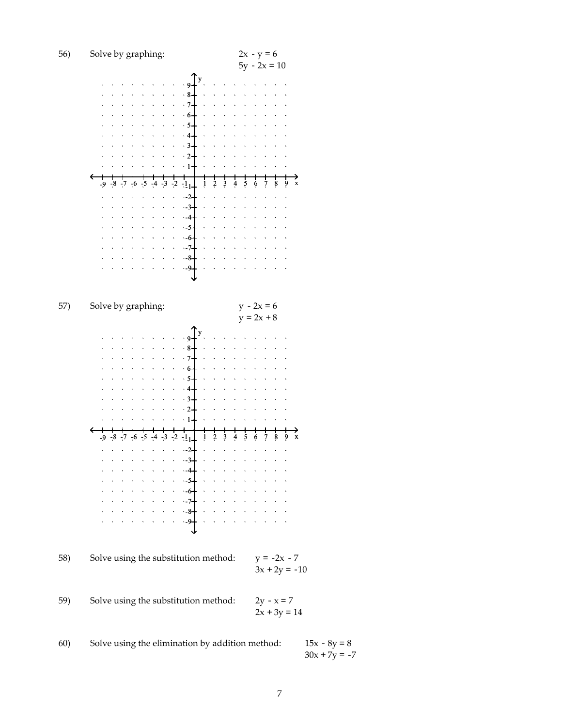56) Solve by graphing:

$$2x - y = 6$$
$$5y - 2x = 10$$

57) Solve by graphing:

$$y - 2x = 6$$
$$y = 2x + 8$$

58) Solve using the substitution method:

$$y = -2x - 7$$
$$3x + 2y = -10$$

59) Solve using the substitution method:

$$2y - x = 7$$
$$2x + 3y = 14$$

60) Solve using the elimination by addition method:

$$15x - 8y = 8$$
$$30x + 7y = -7$$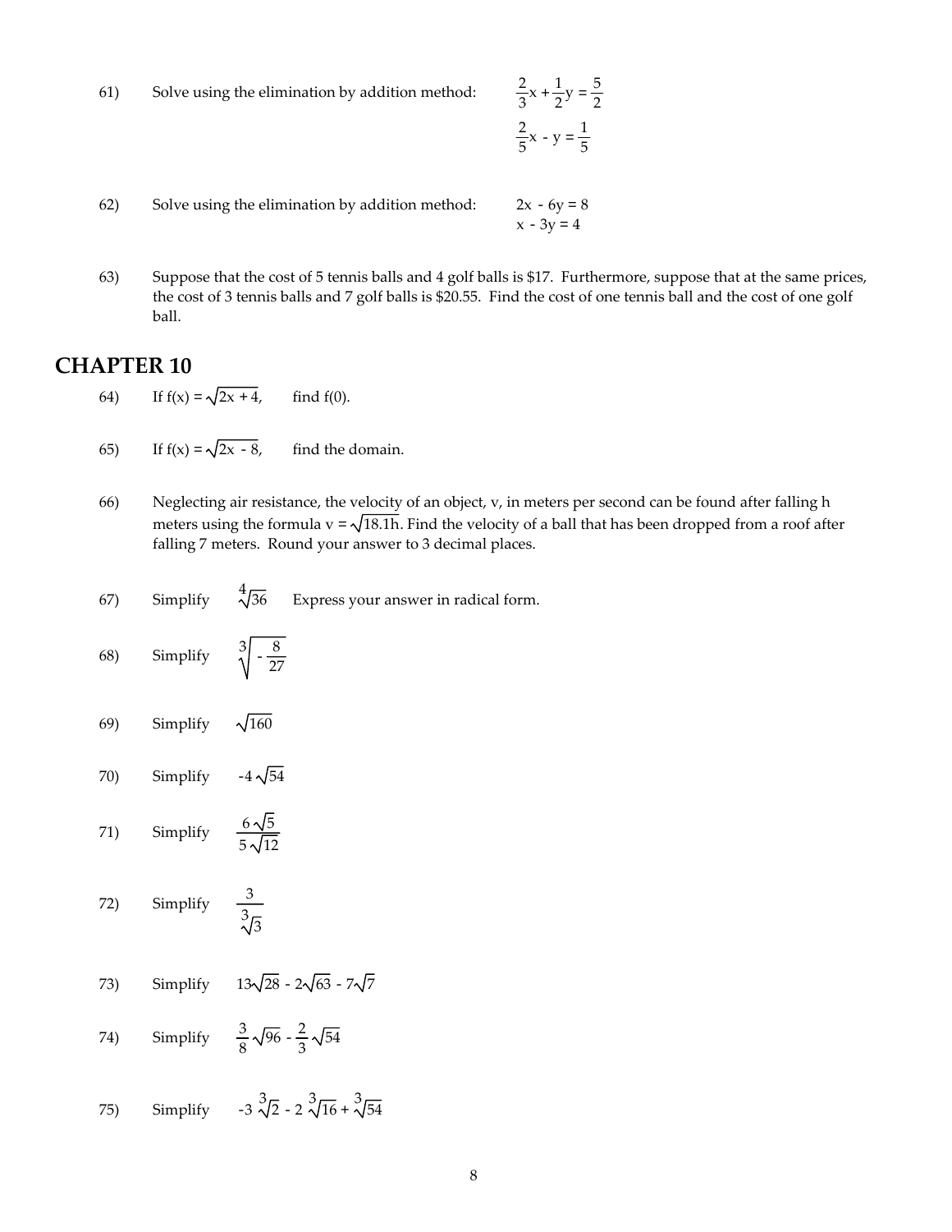61) Solve using the elimination by addition method: $\frac{2}{3}x + \frac{1}{2}y = \frac{5}{2}$

$\frac{2}{5}x - y = \frac{1}{5}$

62) Solve using the elimination by addition method: $2x - 6y = 8$

$x - 3y = 4$

63) Suppose that the cost of 5 tennis balls and 4 golf balls is $17. Furthermore, suppose that at the same prices, the cost of 3 tennis balls and 7 golf balls is $20.55. Find the cost of one tennis ball and the cost of one golf ball.

## CHAPTER 10

64) If $f(x) = \sqrt{2x + 4}$, find f(0).

65) If $f(x) = \sqrt{2x - 8}$, find the domain.

66) Neglecting air resistance, the velocity of an object, v, in meters per second can be found after falling h meters using the formula $v = \sqrt{18.1h}$. Find the velocity of a ball that has been dropped from a roof after falling 7 meters. Round your answer to 3 decimal places.

67) Simplify $\sqrt[4]{36}$ Express your answer in radical form.

68) Simplify $\sqrt[3]{-\frac{8}{27}}$

69) Simplify $\sqrt{160}$

70) Simplify $-4\sqrt{54}$

71) Simplify $\frac{6\sqrt{5}}{5\sqrt{12}}$

72) Simplify $\frac{3}{\sqrt[3]{3}}$

73) Simplify $13\sqrt{28} - 2\sqrt{63} - 7\sqrt{7}$

74) Simplify $\frac{3}{8}\sqrt{96} - \frac{2}{3}\sqrt{54}$

75) Simplify $-3\sqrt[3]{2} - 2\sqrt[3]{16} + \sqrt[3]{54}$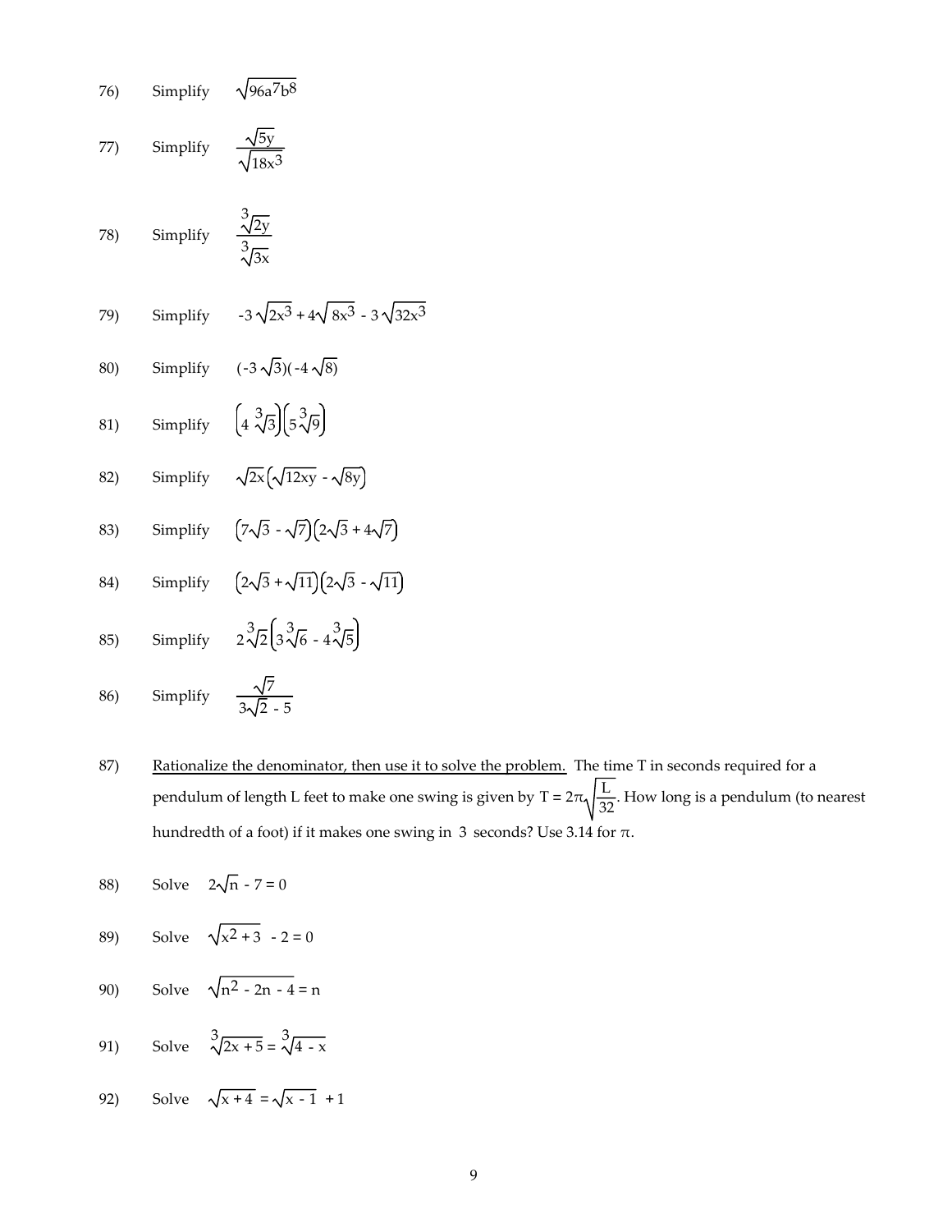76) Simplify $\sqrt{96a^7b^8}$

77) Simplify $\dfrac{\sqrt{5y}}{\sqrt{18x^3}}$

78) Simplify $\dfrac{\sqrt[3]{2y}}{\sqrt[3]{3x}}$

79) Simplify $-3\sqrt{2x^3} + 4\sqrt{8x^3} - 3\sqrt{32x^3}$

80) Simplify $(-3\sqrt{3})(-4\sqrt{8})$

81) Simplify $\left(4\sqrt[3]{3}\right)\left(5\sqrt[3]{9}\right)$

82) Simplify $\sqrt{2x}\left(\sqrt{12xy} - \sqrt{8y}\right)$

83) Simplify $\left(7\sqrt{3} - \sqrt{7}\right)\left(2\sqrt{3} + 4\sqrt{7}\right)$

84) Simplify $\left(2\sqrt{3} + \sqrt{11}\right)\left(2\sqrt{3} - \sqrt{11}\right)$

85) Simplify $2\sqrt[3]{2}\left(3\sqrt[3]{6} - 4\sqrt[3]{5}\right)$

86) Simplify $\dfrac{\sqrt{7}}{3\sqrt{2} - 5}$

87) <u>Rationalize the denominator, then use it to solve the problem.</u> The time T in seconds required for a pendulum of length L feet to make one swing is given by $T = 2\pi\sqrt{\dfrac{L}{32}}$. How long is a pendulum (to nearest hundredth of a foot) if it makes one swing in 3 seconds? Use 3.14 for $\pi$.

88) Solve $2\sqrt{n} - 7 = 0$

89) Solve $\sqrt{x^2 + 3} - 2 = 0$

90) Solve $\sqrt{n^2 - 2n - 4} = n$

91) Solve $\sqrt[3]{2x + 5} = \sqrt[3]{4 - x}$

92) Solve $\sqrt{x + 4} = \sqrt{x - 1} + 1$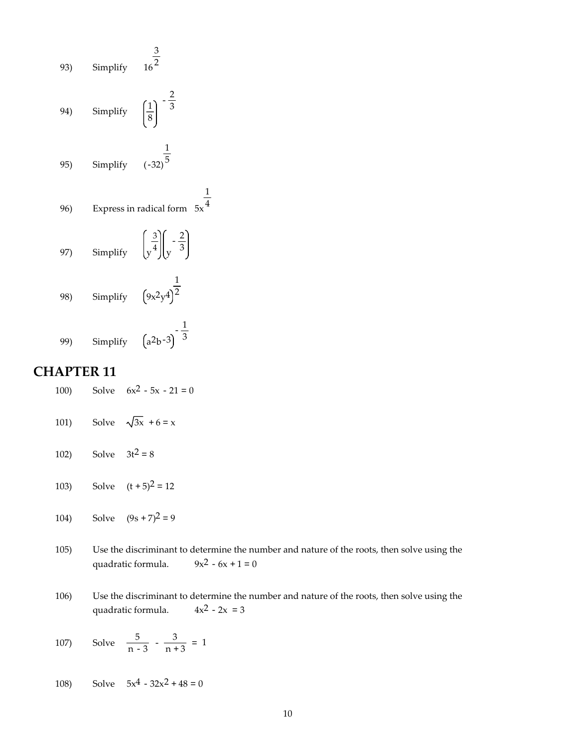93) Simplify $16^{\frac{3}{2}}$

94) Simplify $\left(\frac{1}{8}\right)^{-\frac{2}{3}}$

95) Simplify $(-32)^{\frac{1}{5}}$

96) Express in radical form $5x^{\frac{1}{4}}$

97) Simplify $\left(y^{\frac{3}{4}}\right)\left(y^{-\frac{2}{3}}\right)$

98) Simplify $\left(9x^2y^4\right)^{\frac{1}{2}}$

99) Simplify $\left(a^2b^{-3}\right)^{-\frac{1}{3}}$

# CHAPTER 11

100) Solve $6x^2 - 5x - 21 = 0$

101) Solve $\sqrt{3x} + 6 = x$

102) Solve $3t^2 = 8$

103) Solve $(t + 5)^2 = 12$

104) Solve $(9s + 7)^2 = 9$

105) Use the discriminant to determine the number and nature of the roots, then solve using the quadratic formula. $9x^2 - 6x + 1 = 0$

106) Use the discriminant to determine the number and nature of the roots, then solve using the quadratic formula. $4x^2 - 2x = 3$

107) Solve $\frac{5}{n - 3} - \frac{3}{n + 3} = 1$

108) Solve $5x^4 - 32x^2 + 48 = 0$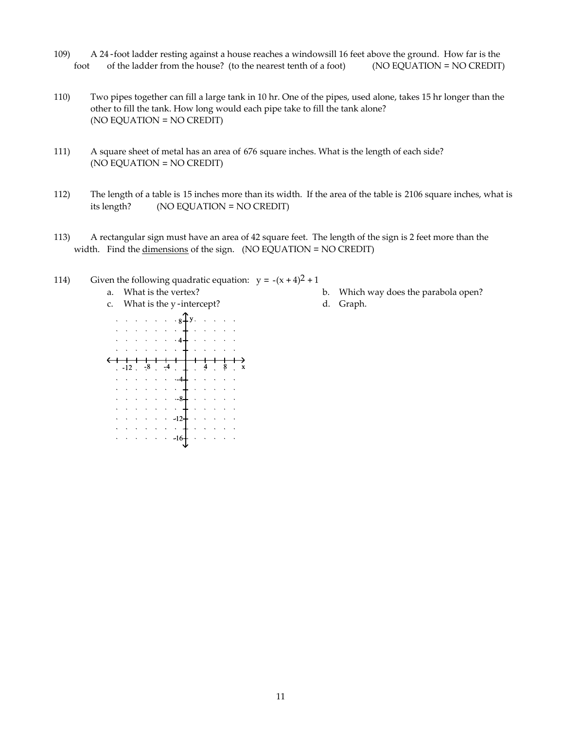109) A 24-foot ladder resting against a house reaches a windowsill 16 feet above the ground. How far is the foot of the ladder from the house? (to the nearest tenth of a foot) (NO EQUATION = NO CREDIT)

110) Two pipes together can fill a large tank in 10 hr. One of the pipes, used alone, takes 15 hr longer than the other to fill the tank. How long would each pipe take to fill the tank alone? (NO EQUATION = NO CREDIT)

111) A square sheet of metal has an area of 676 square inches. What is the length of each side? (NO EQUATION = NO CREDIT)

112) The length of a table is 15 inches more than its width. If the area of the table is 2106 square inches, what is its length? (NO EQUATION = NO CREDIT)

113) A rectangular sign must have an area of 42 square feet. The length of the sign is 2 feet more than the width. Find the dimensions of the sign. (NO EQUATION = NO CREDIT)

114) Given the following quadratic equation: $y = -(x + 4)^2 + 1$

a. What is the vertex?

b. Which way does the parabola open?

c. What is the y-intercept?

d. Graph.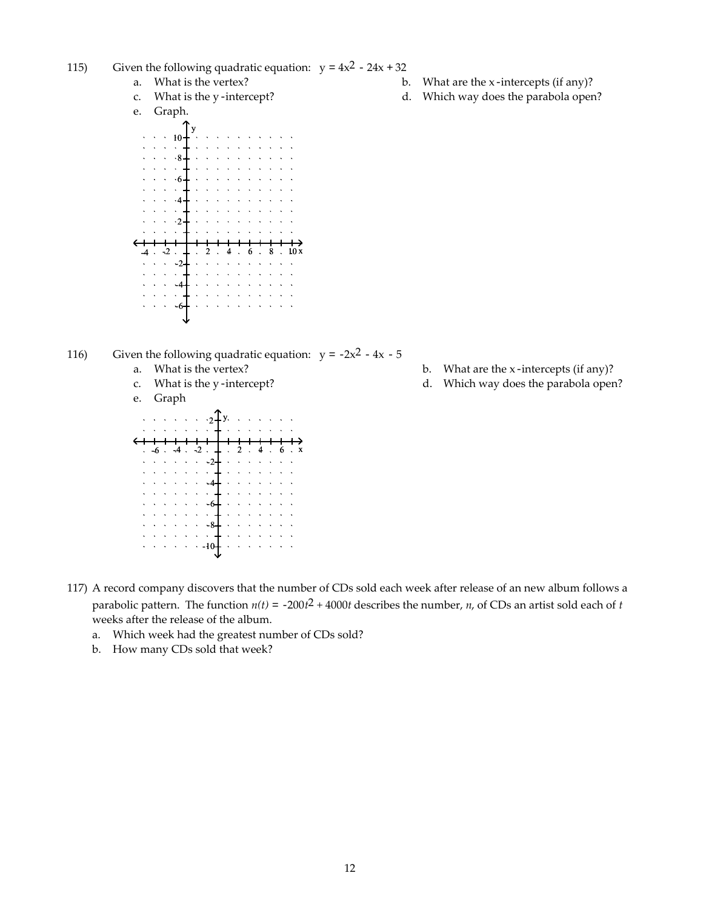115) Given the following quadratic equation: $y = 4x^2 - 24x + 32$

a. What is the vertex?

b. What are the x-intercepts (if any)?

c. What is the y-intercept?

d. Which way does the parabola open?

e. Graph.

116) Given the following quadratic equation: $y = -2x^2 - 4x - 5$

a. What is the vertex?

b. What are the x-intercepts (if any)?

c. What is the y-intercept?

d. Which way does the parabola open?

e. Graph

117) A record company discovers that the number of CDs sold each week after release of an new album follows a parabolic pattern. The function $n(t) = -200t^2 + 4000t$ describes the number, $n$, of CDs an artist sold each of $t$ weeks after the release of the album.

a. Which week had the greatest number of CDs sold?

b. How many CDs sold that week?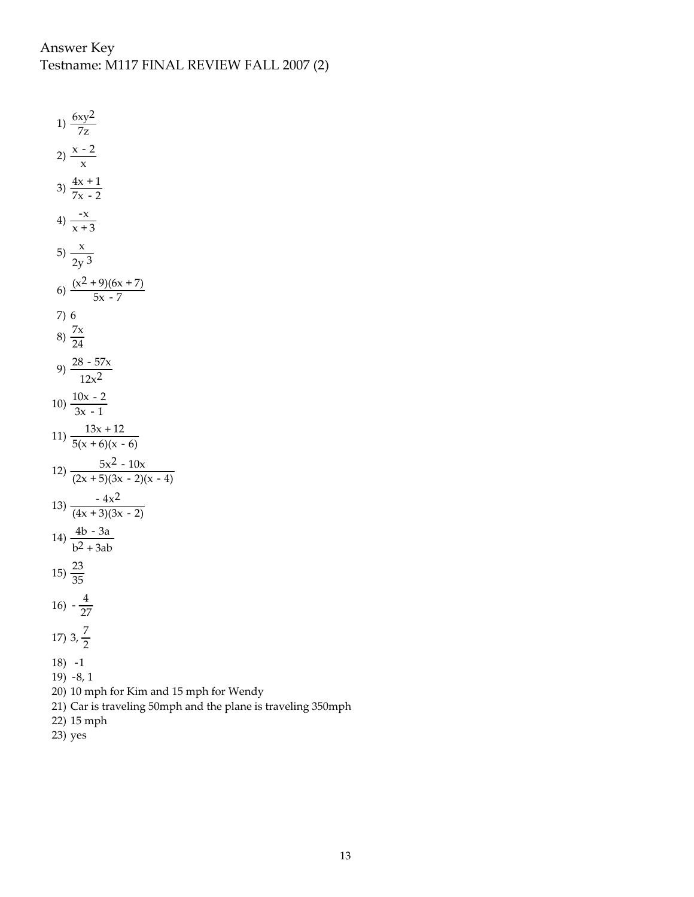Answer Key
Testname: M117 FINAL REVIEW FALL 2007 (2)

1) $\frac{6xy^2}{7z}$

2) $\frac{x - 2}{x}$

3) $\frac{4x + 1}{7x - 2}$

4) $\frac{-x}{x + 3}$

5) $\frac{x}{2y^3}$

6) $\frac{(x^2 + 9)(6x + 7)}{5x - 7}$

7) 6

8) $\frac{7x}{24}$

9) $\frac{28 - 57x}{12x^2}$

10) $\frac{10x - 2}{3x - 1}$

11) $\frac{13x + 12}{5(x + 6)(x - 6)}$

12) $\frac{5x^2 - 10x}{(2x + 5)(3x - 2)(x - 4)}$

13) $\frac{-4x^2}{(4x + 3)(3x - 2)}$

14) $\frac{4b - 3a}{b^2 + 3ab}$

15) $\frac{23}{35}$

16) $-\frac{4}{27}$

17) $3, \frac{7}{2}$

18) $-1$

19) $-8, 1$

20) 10 mph for Kim and 15 mph for Wendy

21) Car is traveling 50mph and the plane is traveling 350mph

22) 15 mph

23) yes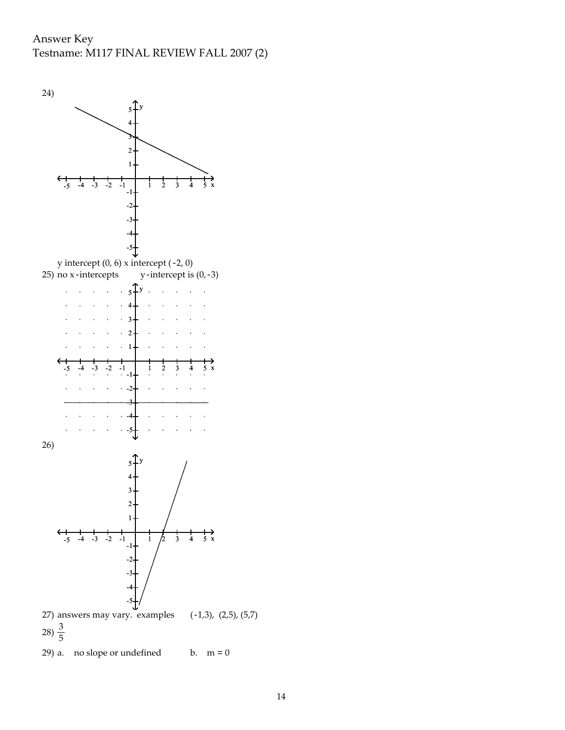Answer Key
Testname: M117 FINAL REVIEW FALL 2007 (2)

24)

y intercept (0, 6) x intercept (-2, 0)

25) no x-intercepts y-intercept is (0, -3)

26)

27) answers may vary. examples (-1,3), (2,5), (5,7)

28) $\frac{3}{5}$

29) a. no slope or undefined b. $m = 0$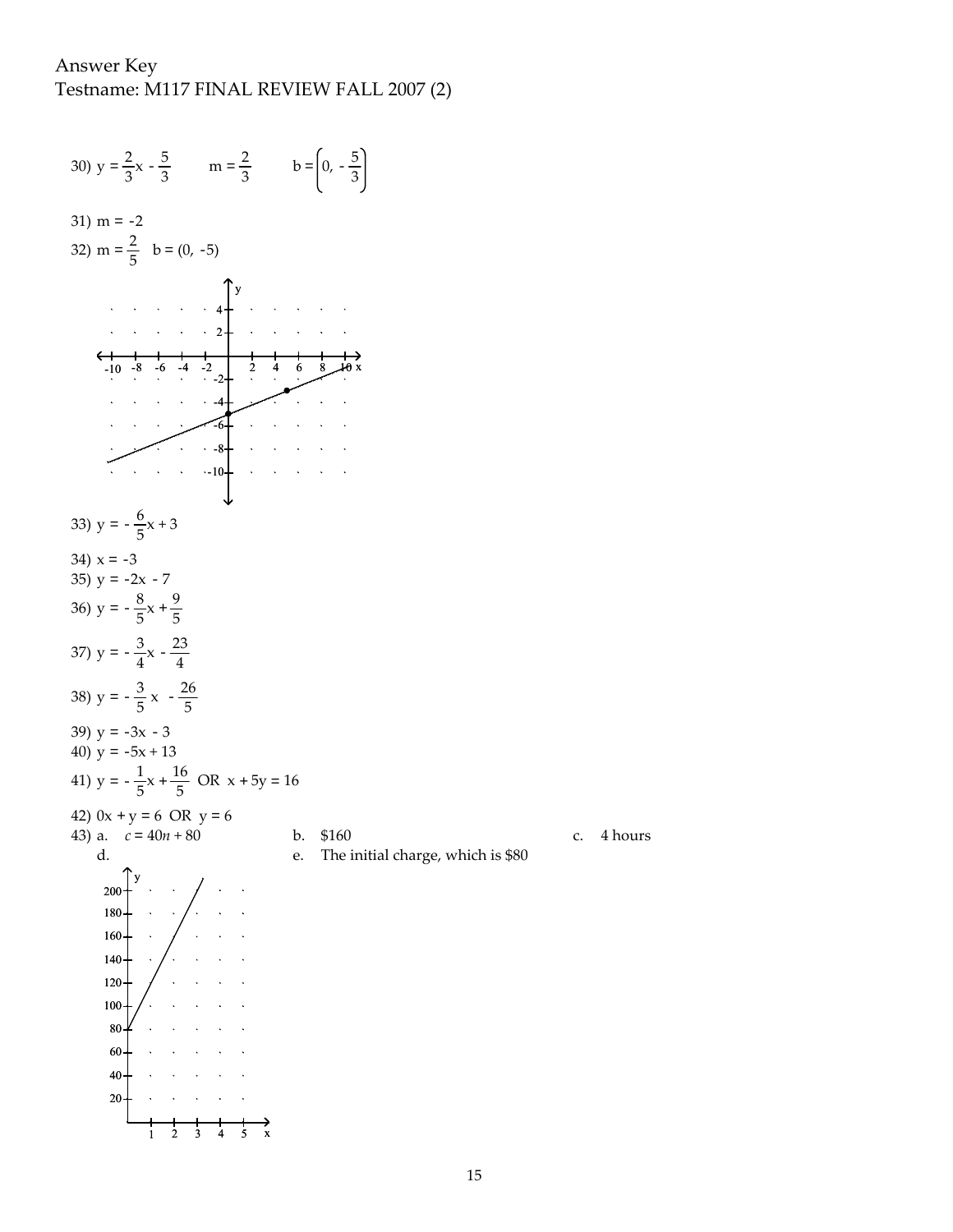Answer Key
Testname: M117 FINAL REVIEW FALL 2007 (2)

30) $y = \frac{2}{3}x - \frac{5}{3}$ $\quad m = \frac{2}{3}$ $\quad b = \left(0, -\frac{5}{3}\right)$

31) $m = -2$

32) $m = \frac{2}{5}$ $\quad b = (0, -5)$

33) $y = -\frac{6}{5}x + 3$

34) $x = -3$

35) $y = -2x - 7$

36) $y = -\frac{8}{5}x + \frac{9}{5}$

37) $y = -\frac{3}{4}x - \frac{23}{4}$

38) $y = -\frac{3}{5}x - \frac{26}{5}$

39) $y = -3x - 3$

40) $y = -5x + 13$

41) $y = -\frac{1}{5}x + \frac{16}{5}$ OR $x + 5y = 16$

42) $0x + y = 6$ OR $y = 6$

43) a. $c = 40n + 80$

b. $160

c. 4 hours

d.

e. The initial charge, which is $80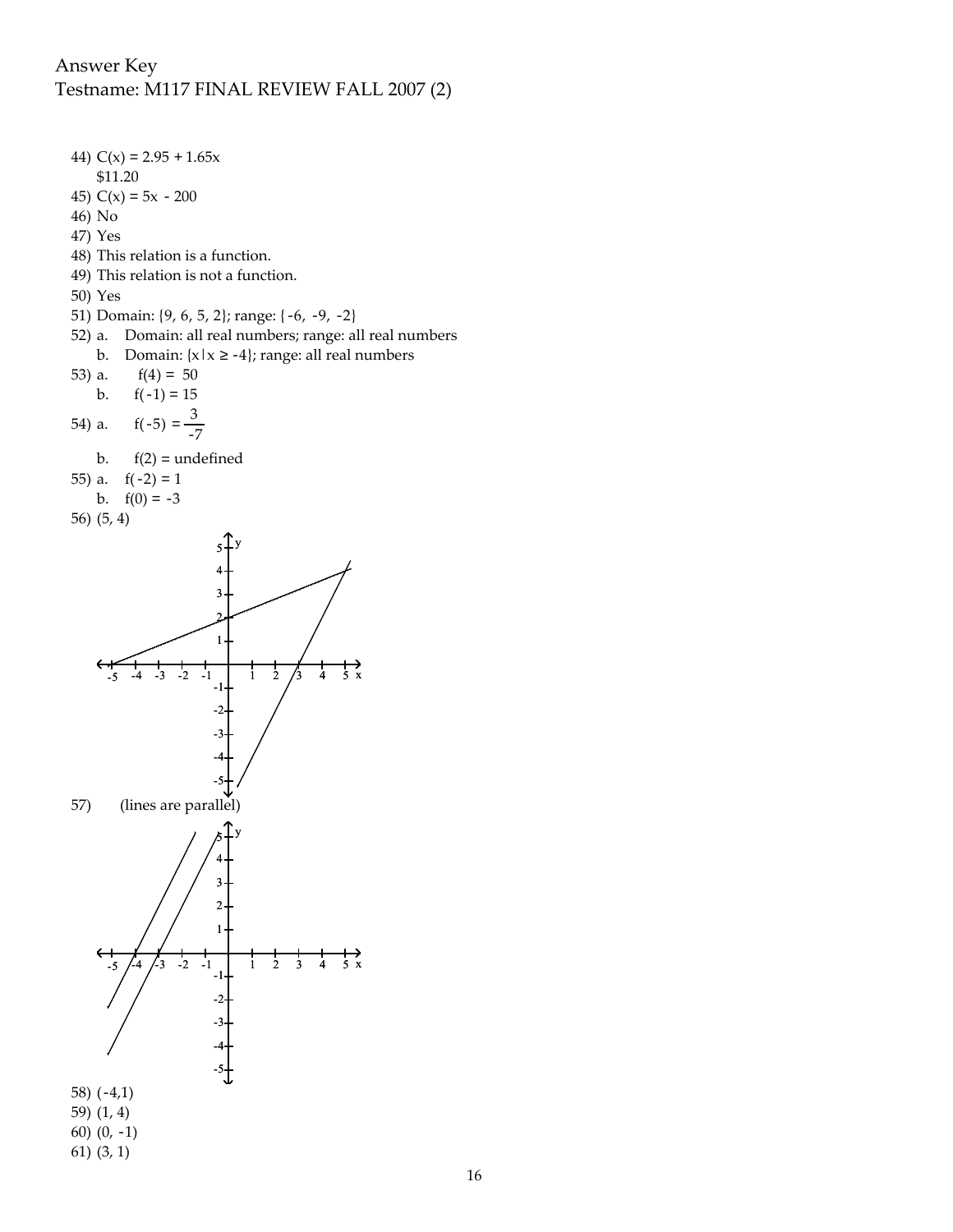Answer Key
Testname: M117 FINAL REVIEW FALL 2007 (2)

44) $C(x) = 2.95 + 1.65x$
    \$11.20
45) $C(x) = 5x - 200$
46) No
47) Yes
48) This relation is a function.
49) This relation is not a function.
50) Yes
51) Domain: {9, 6, 5, 2}; range: {-6, -9, -2}
52) a. Domain: all real numbers; range: all real numbers
    b. Domain: $\{x \mid x \geq -4\}$; range: all real numbers
53) a. $f(4) = 50$
    b. $f(-1) = 15$
54) a. $f(-5) = \dfrac{3}{-7}$
    b. $f(2) =$ undefined
55) a. $f(-2) = 1$
    b. $f(0) = -3$
56) (5, 4)

57) (lines are parallel)

58) (-4,1)
59) (1, 4)
60) (0, -1)
61) (3, 1)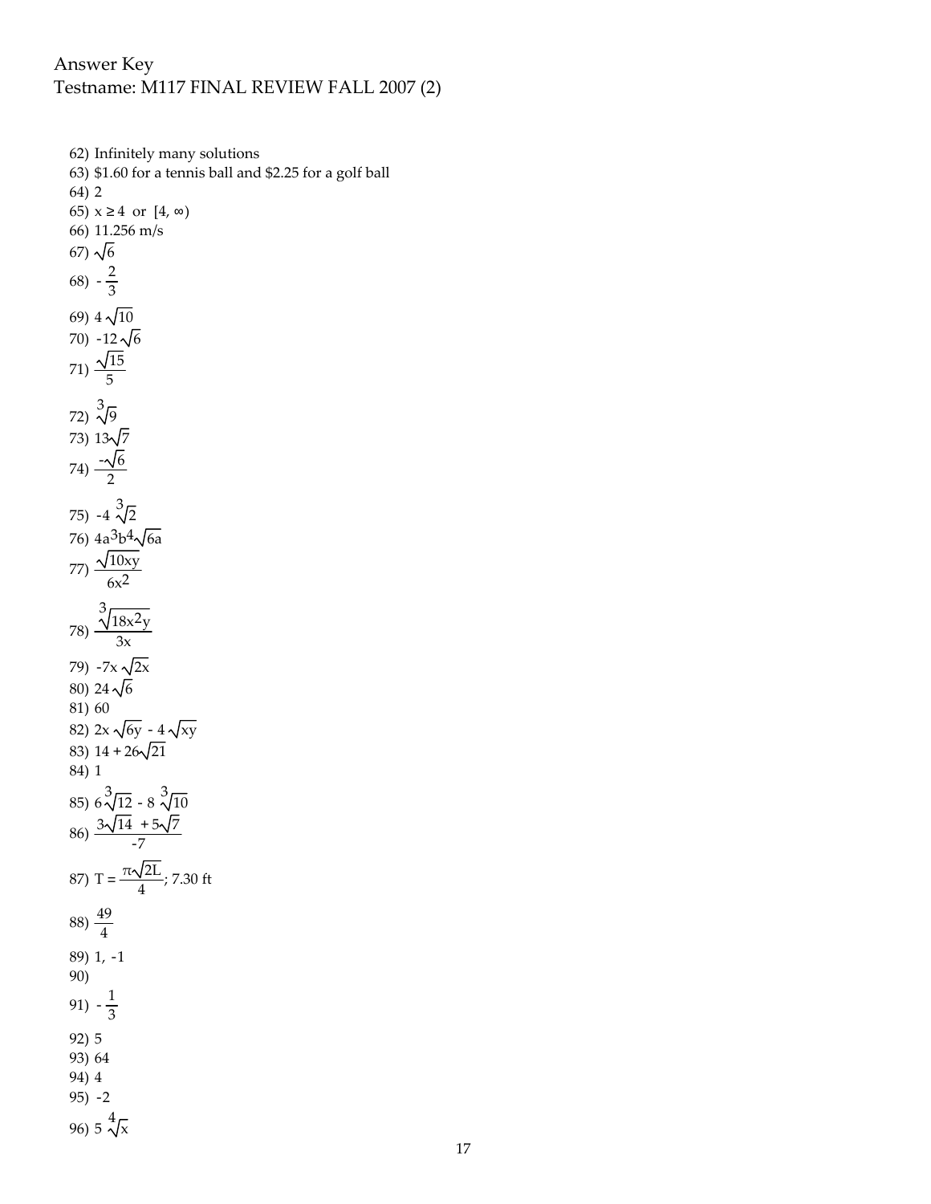Answer Key
Testname: M117 FINAL REVIEW FALL 2007 (2)

62) Infinitely many solutions
63) \$1.60 for a tennis ball and \$2.25 for a golf ball
64) 2
65) $x \geq 4$ or $[4, \infty)$
66) 11.256 m/s
67) $\sqrt{6}$
68) $-\frac{2}{3}$
69) $4\sqrt{10}$
70) $-12\sqrt{6}$
71) $\frac{\sqrt{15}}{5}$
72) $\sqrt[3]{9}$
73) $13\sqrt{7}$
74) $\frac{-\sqrt{6}}{2}$
75) $-4\sqrt[3]{2}$
76) $4a^3b^4\sqrt{6a}$
77) $\frac{\sqrt{10xy}}{6x^2}$
78) $\frac{\sqrt[3]{18x^2y}}{3x}$
79) $-7x\sqrt{2x}$
80) $24\sqrt{6}$
81) 60
82) $2x\sqrt{6y} - 4\sqrt{xy}$
83) $14 + 26\sqrt{21}$
84) 1
85) $6\sqrt[3]{12} - 8\sqrt[3]{10}$
86) $\frac{3\sqrt{14} + 5\sqrt{7}}{-7}$
87) $T = \frac{\pi\sqrt{2L}}{4}$; 7.30 ft
88) $\frac{49}{4}$
89) 1, -1
90)
91) $-\frac{1}{3}$
92) 5
93) 64
94) 4
95) -2
96) $5\sqrt[4]{x}$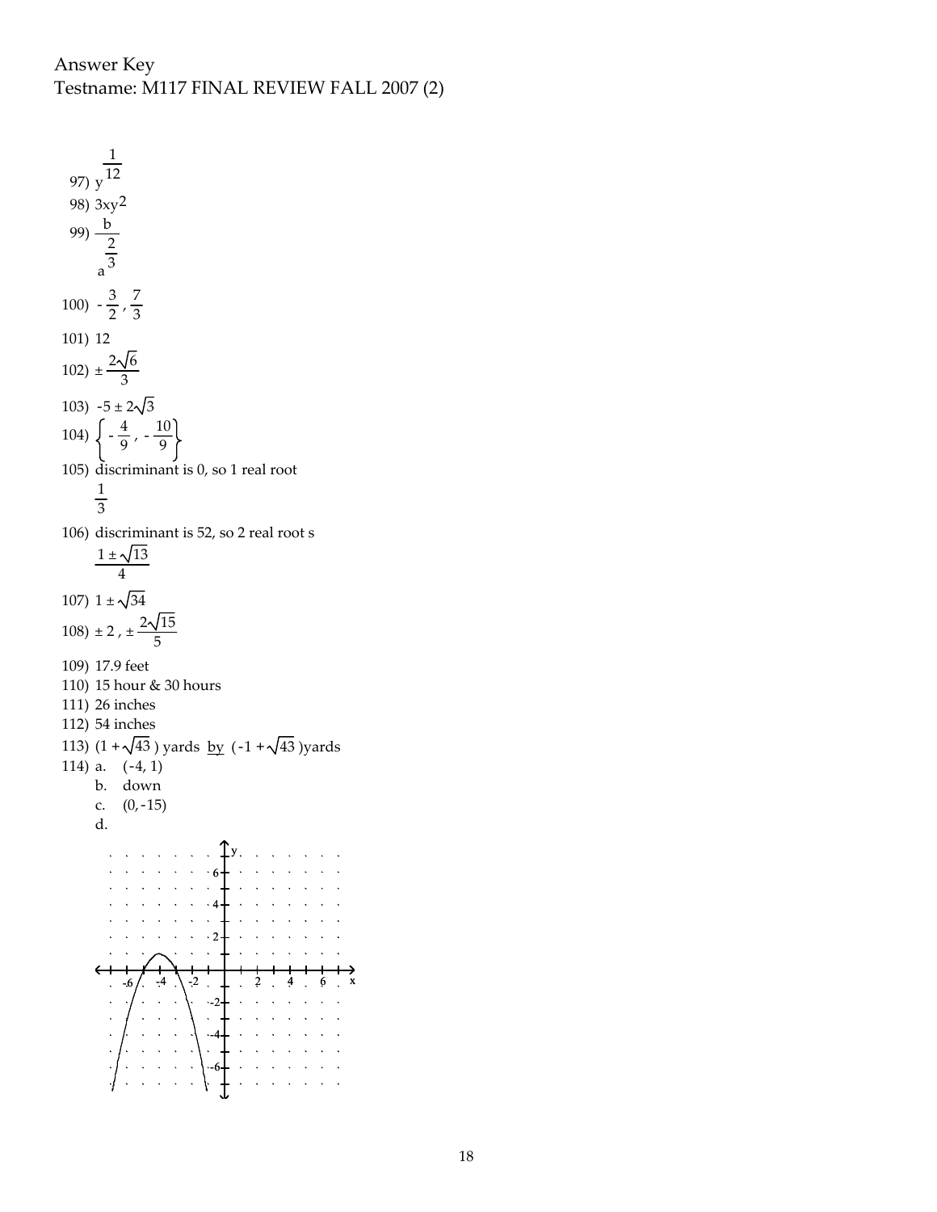Answer Key
Testname: M117 FINAL REVIEW FALL 2007 (2)

97) $y^{\frac{1}{12}}$

98) $3xy^2$

99) $\dfrac{b}{a^{\frac{2}{3}}}$

100) $-\dfrac{3}{2}, \dfrac{7}{3}$

101) 12

102) $\pm \dfrac{2\sqrt{6}}{3}$

103) $-5 \pm 2\sqrt{3}$

104) $\left\{-\dfrac{4}{9}, -\dfrac{10}{9}\right\}$

105) discriminant is 0, so 1 real root
$\dfrac{1}{3}$

106) discriminant is 52, so 2 real root s
$\dfrac{1 \pm \sqrt{13}}{4}$

107) $1 \pm \sqrt{34}$

108) $\pm 2$, $\pm \dfrac{2\sqrt{15}}{5}$

109) 17.9 feet

110) 15 hour & 30 hours

111) 26 inches

112) 54 inches

113) $(1 + \sqrt{43})$ yards by $(-1 + \sqrt{43})$yards

114) a. $(-4, 1)$
b. down
c. $(0, -15)$
d.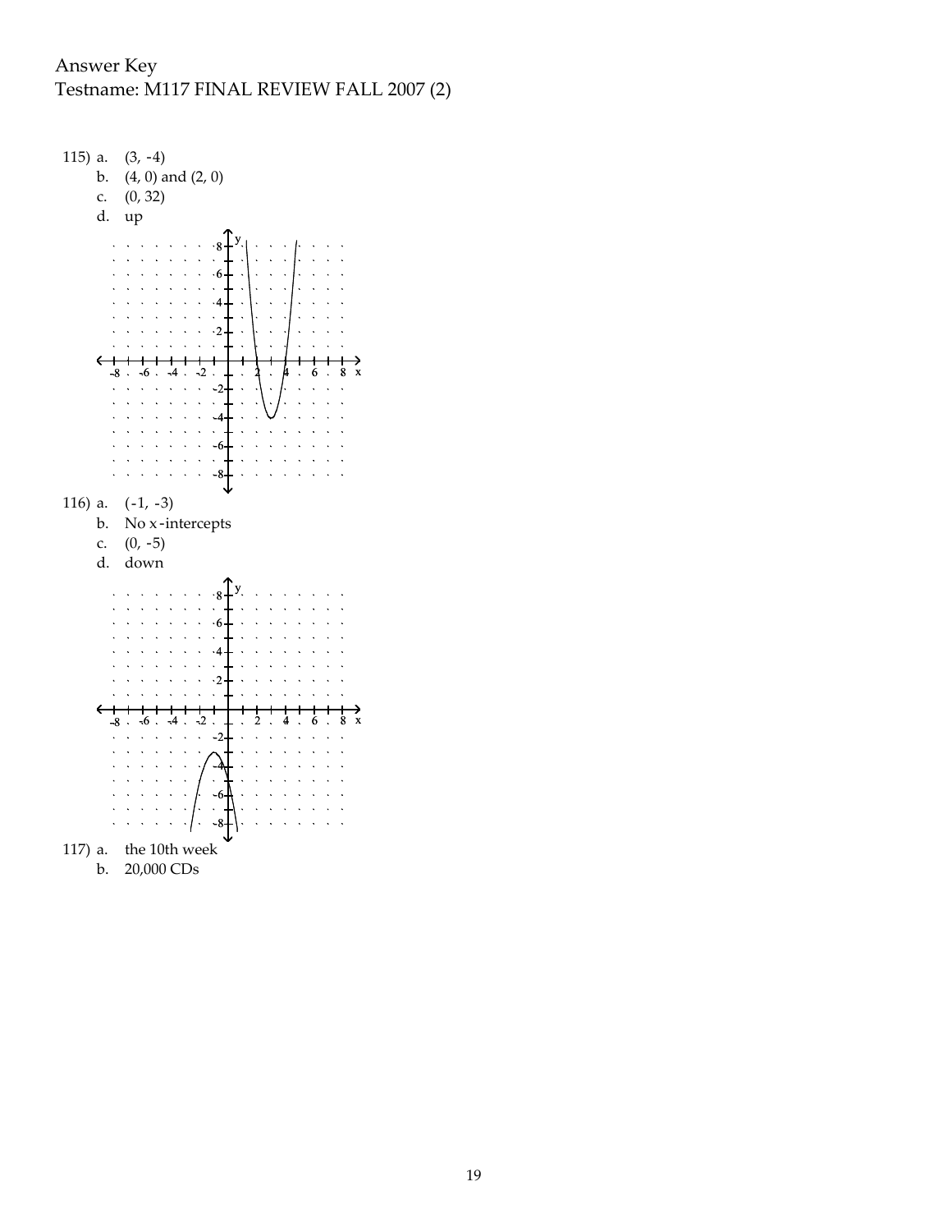Answer Key
Testname: M117 FINAL REVIEW FALL 2007 (2)

115) a. (3, -4)
b. (4, 0) and (2, 0)
c. (0, 32)
d. up

y
8
6
4
2
-8 -6 -4 -2 2 4 6 8 x
-2
-4
-6
-8

116) a. (-1, -3)
b. No x-intercepts
c. (0, -5)
d. down

y
8
6
4
2
-8 -6 -4 -2 2 4 6 8 x
-2
-4
-6
-8

117) a. the 10th week
b. 20,000 CDs